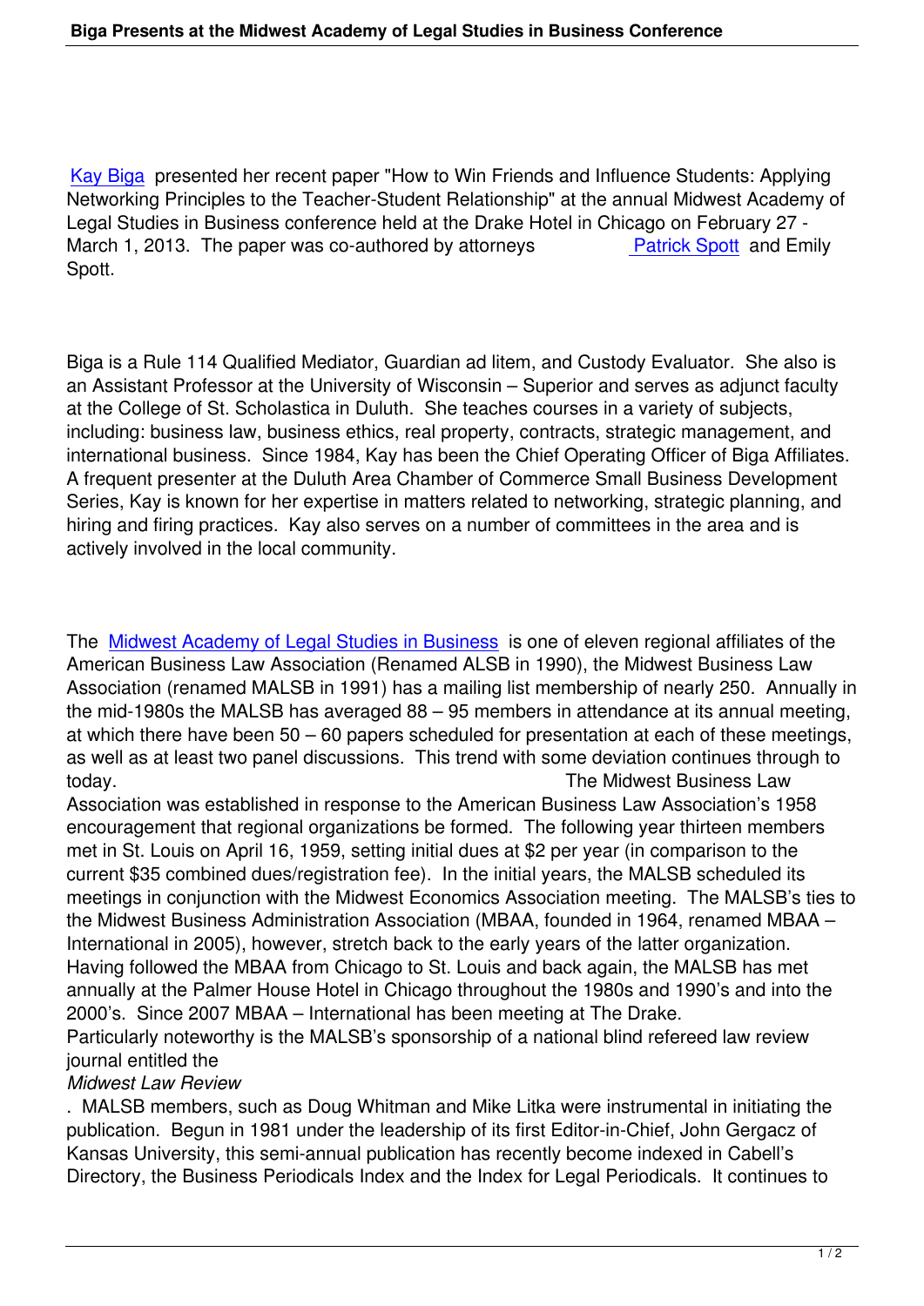Kay Biga presented her recent paper "How to Win Friends and Influence Students: Applying Networking Principles to the Teacher-Student Relationship" at the annual Midwest Academy of Legal Studies in Business conference held at the Drake Hotel in Chicago on February 27 - March 1, 2013. The paper was co-authored by attorneys Patrick Spott and Emily Spott.

Biga is a Rule 114 Qualified Mediator, Guardian ad litem, and Custody Evaluator. She also is an Assistant Professor at the University of Wisconsin – Superior and serves as adjunct faculty at the College of St. Scholastica in Duluth. She teaches courses in a variety of subjects, including: business law, business ethics, real property, contracts, strategic management, and international business. Since 1984, Kay has been the Chief Operating Officer of Biga Affiliates. A frequent presenter at the Duluth Area Chamber of Commerce Small Business Development Series, Kay is known for her expertise in matters related to networking, strategic planning, and hiring and firing practices. Kay also serves on a number of committees in the area and is actively involved in the local community.

The Midwest Academy of Legal Studies in Business is one of eleven regional affiliates of the American Business Law Association (Renamed ALSB in 1990), the Midwest Business Law Association (renamed MALSB in 1991) has a mailing list membership of nearly 250. Annually in the mid-1980s the MALSB has averaged 88 – 95 members in attendance at its annual meeting, at which there have been 50 – 60 papers scheduled for presentation at each of these meetings, as well as at least two panel discussions. This trend with some deviation continues through to today. The Midwest Business Law Association was established in response to the American Business Law Association's 1958 encouragement that regional organizations be formed. The following year thirteen members met in St. Louis on April 16, 1959, setting initial dues at $2 per year (in comparison to the current $35 combined dues/registration fee). In the initial years, the MALSB scheduled its meetings in conjunction with the Midwest Economics Association meeting. The MALSB's ties to the Midwest Business Administration Association (MBAA, founded in 1964, renamed MBAA – International in 2005), however, stretch back to the early years of the latter organization. Having followed the MBAA from Chicago to St. Louis and back again, the MALSB has met annually at the Palmer House Hotel in Chicago throughout the 1980s and 1990's and into the 2000's. Since 2007 MBAA – International has been meeting at The Drake.
Particularly noteworthy is the MALSB's sponsorship of a national blind refereed law review journal entitled the *Midwest Law Review*. MALSB members, such as Doug Whitman and Mike Litka were instrumental in initiating the publication. Begun in 1981 under the leadership of its first Editor-in-Chief, John Gergacz of Kansas University, this semi-annual publication has recently become indexed in Cabell's Directory, the Business Periodicals Index and the Index for Legal Periodicals. It continues to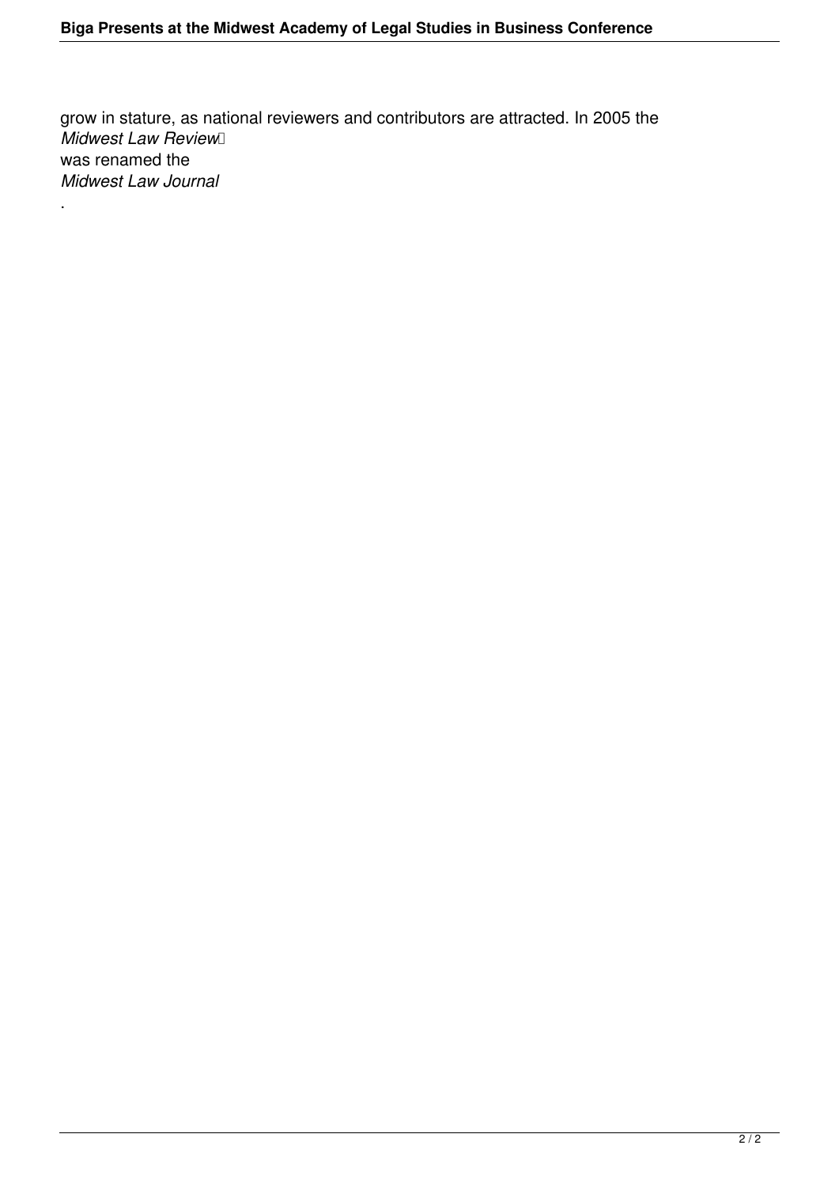grow in stature, as national reviewers and contributors are attracted. In 2005 the *Midwest Law Review* was renamed the *Midwest Law Journal*.